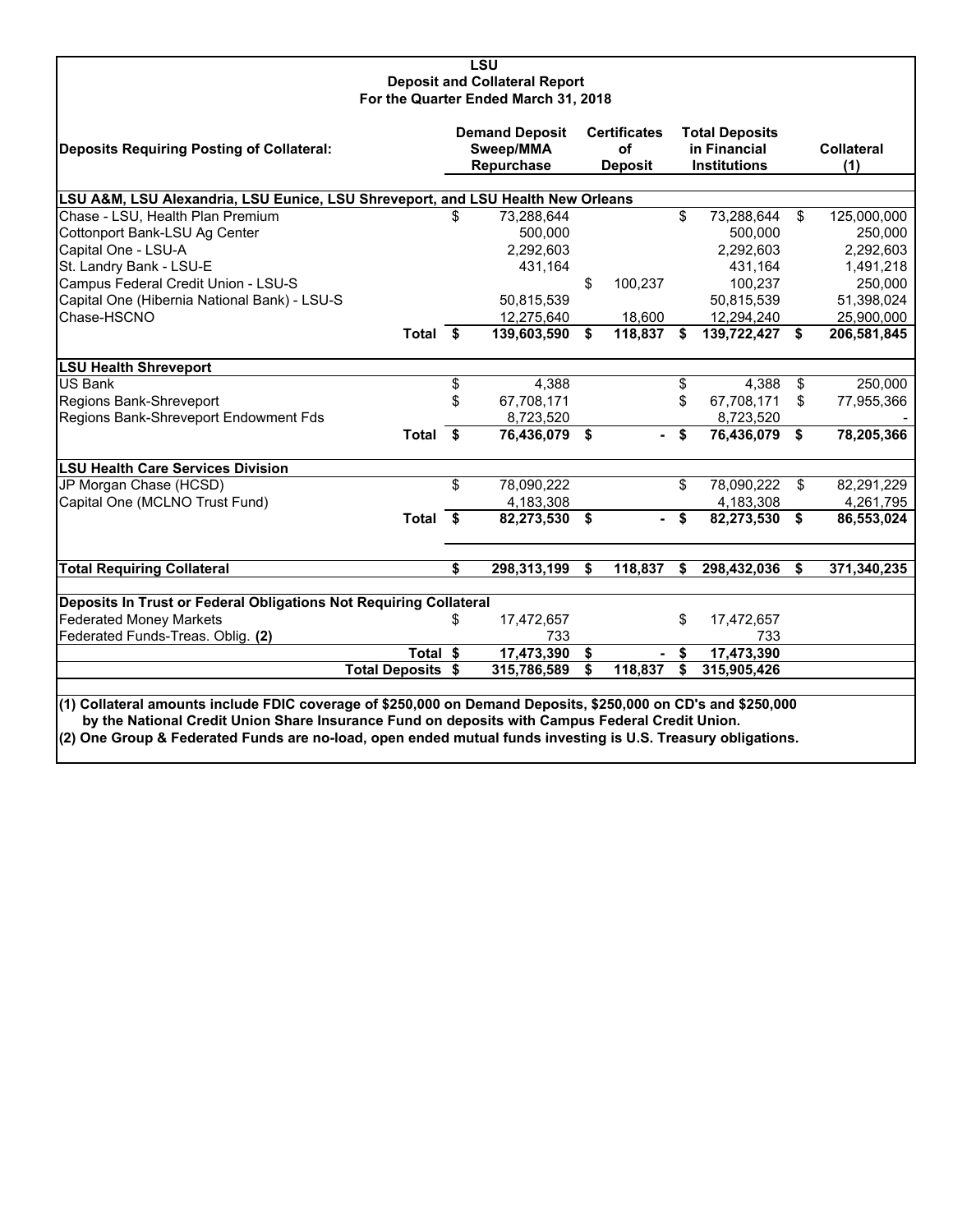# LSU
## Deposit and Collateral Report
### For the Quarter Ended March 31, 2018

| Deposits Requiring Posting of Collateral: | Demand Deposit Sweep/MMA Repurchase | Certificates of Deposit | Total Deposits in Financial Institutions | Collateral (1) |
|---|---|---|---|---|
| **LSU A&M, LSU Alexandria, LSU Eunice, LSU Shreveport, and LSU Health New Orleans** | | | | |
| Chase - LSU, Health Plan Premium | $ 73,288,644 | | $ 73,288,644 | $ 125,000,000 |
| Cottonport Bank-LSU Ag Center | 500,000 | | 500,000 | 250,000 |
| Capital One - LSU-A | 2,292,603 | | 2,292,603 | 2,292,603 |
| St. Landry Bank - LSU-E | 431,164 | | 431,164 | 1,491,218 |
| Campus Federal Credit Union - LSU-S | | $ 100,237 | 100,237 | 250,000 |
| Capital One (Hibernia National Bank) - LSU-S | 50,815,539 | | 50,815,539 | 51,398,024 |
| Chase-HSCNO | 12,275,640 | 18,600 | 12,294,240 | 25,900,000 |
| **Total** | **$ 139,603,590** | **$ 118,837** | **$ 139,722,427** | **$ 206,581,845** |
| **LSU Health Shreveport** | | | | |
| US Bank | $ 4,388 | | $ 4,388 | $ 250,000 |
| Regions Bank-Shreveport | $ 67,708,171 | | $ 67,708,171 | $ 77,955,366 |
| Regions Bank-Shreveport Endowment Fds | 8,723,520 | | 8,723,520 | - |
| **Total** | **$ 76,436,079** | **$ -** | **$ 76,436,079** | **$ 78,205,366** |
| **LSU Health Care Services Division** | | | | |
| JP Morgan Chase (HCSD) | $ 78,090,222 | | $ 78,090,222 | $ 82,291,229 |
| Capital One (MCLNO Trust Fund) | 4,183,308 | | 4,183,308 | 4,261,795 |
| **Total** | **$ 82,273,530** | **$ -** | **$ 82,273,530** | **$ 86,553,024** |
| **Total Requiring Collateral** | **$ 298,313,199** | **$ 118,837** | **$ 298,432,036** | **$ 371,340,235** |
| **Deposits In Trust or Federal Obligations Not Requiring Collateral** | | | | |
| Federated Money Markets | $ 17,472,657 | | $ 17,472,657 | |
| Federated Funds-Treas. Oblig. **(2)** | 733 | | 733 | |
| **Total** | **$ 17,473,390** | **$ -** | **$ 17,473,390** | |
| **Total Deposits** | **$ 315,786,589** | **$ 118,837** | **$ 315,905,426** | |

**(1) Collateral amounts include FDIC coverage of $250,000 on Demand Deposits, $250,000 on CD's and $250,000 by the National Credit Union Share Insurance Fund on deposits with Campus Federal Credit Union.**

**(2) One Group & Federated Funds are no-load, open ended mutual funds investing is U.S. Treasury obligations.**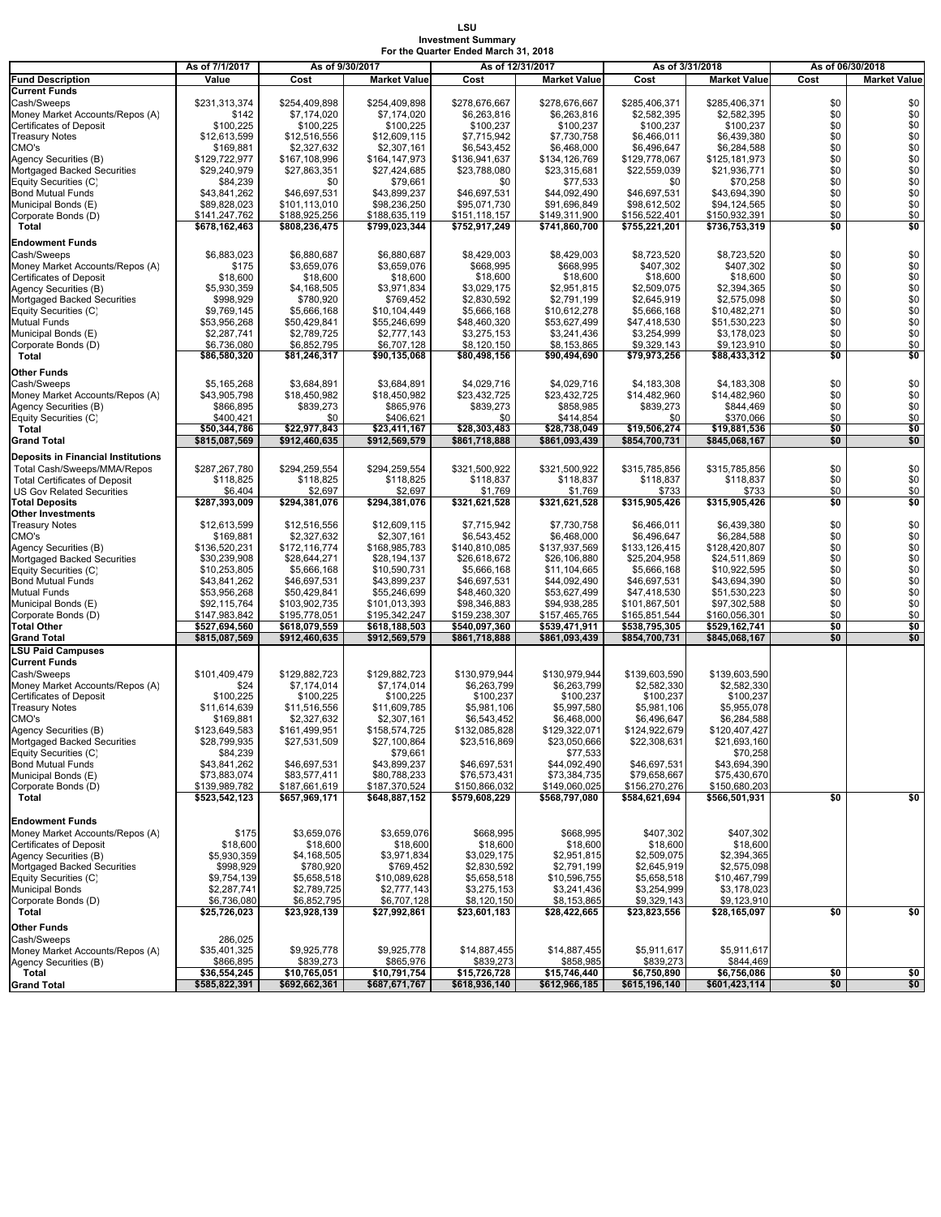# LSU
## Investment Summary
### For the Quarter Ended March 31, 2018

| Fund Description | As of 7/1/2017 Value | As of 9/30/2017 Cost | As of 9/30/2017 Market Value | As of 12/31/2017 Cost | As of 12/31/2017 Market Value | As of 3/31/2018 Cost | As of 3/31/2018 Market Value | As of 06/30/2018 Cost | As of 06/30/2018 Market Value |
|---|---|---|---|---|---|---|---|---|---|
| **Current Funds** | | | | | | | | | |
| Cash/Sweeps | $231,313,374 | $254,409,898 | $254,409,898 | $278,676,667 | $278,676,667 | $285,406,371 | $285,406,371 | $0 | $0 |
| Money Market Accounts/Repos (A) | $142 | $7,174,020 | $7,174,020 | $6,263,816 | $6,263,816 | $2,582,395 | $2,582,395 | $0 | $0 |
| Certificates of Deposit | $100,225 | $100,225 | $100,225 | $100,237 | $100,237 | $100,237 | $100,237 | $0 | $0 |
| Treasury Notes | $12,613,599 | $12,516,556 | $12,609,115 | $7,715,942 | $7,730,758 | $6,466,011 | $6,439,380 | $0 | $0 |
| CMO's | $169,881 | $2,327,632 | $2,307,161 | $6,543,452 | $6,468,000 | $6,496,647 | $6,284,588 | $0 | $0 |
| Agency Securities (B) | $129,722,977 | $167,108,996 | $164,147,973 | $136,941,637 | $134,126,769 | $129,778,067 | $125,181,973 | $0 | $0 |
| Mortgaged Backed Securities | $29,240,979 | $27,863,351 | $27,424,685 | $23,788,080 | $23,315,681 | $22,559,039 | $21,936,771 | $0 | $0 |
| Equity Securities (C) | $84,239 | $0 | $79,661 | $0 | $77,533 | $0 | $70,258 | $0 | $0 |
| Bond Mutual Funds | $43,841,262 | $46,697,531 | $43,899,237 | $46,697,531 | $44,092,490 | $46,697,531 | $43,694,390 | $0 | $0 |
| Municipal Bonds (E) | $89,828,023 | $101,113,010 | $98,236,250 | $95,071,730 | $91,696,849 | $98,612,502 | $94,124,565 | $0 | $0 |
| Corporate Bonds (D) | $141,247,762 | $188,925,256 | $188,635,119 | $151,118,157 | $149,311,900 | $156,522,401 | $150,932,391 | $0 | $0 |
| **Total** | **$678,162,463** | **$808,236,475** | **$799,023,344** | **$752,917,249** | **$741,860,700** | **$755,221,201** | **$736,753,319** | **$0** | **$0** |
| **Endowment Funds** | | | | | | | | | |
| Cash/Sweeps | $6,883,023 | $6,880,687 | $6,880,687 | $8,429,003 | $8,429,003 | $8,723,520 | $8,723,520 | $0 | $0 |
| Money Market Accounts/Repos (A) | $175 | $3,659,076 | $3,659,076 | $668,995 | $668,995 | $407,302 | $407,302 | $0 | $0 |
| Certificates of Deposit | $18,600 | $18,600 | $18,600 | $18,600 | $18,600 | $18,600 | $18,600 | $0 | $0 |
| Agency Securities (B) | $5,930,359 | $4,168,505 | $3,971,834 | $3,029,175 | $2,951,815 | $2,509,075 | $2,394,365 | $0 | $0 |
| Mortgaged Backed Securities | $998,929 | $780,920 | $769,452 | $2,830,592 | $2,791,199 | $2,645,919 | $2,575,098 | $0 | $0 |
| Equity Securities (C) | $9,769,145 | $5,666,168 | $10,104,449 | $5,666,168 | $10,612,278 | $5,666,168 | $10,482,271 | $0 | $0 |
| Mutual Funds | $53,956,268 | $50,429,841 | $55,246,699 | $48,460,320 | $53,627,499 | $47,418,530 | $51,530,223 | $0 | $0 |
| Municipal Bonds (E) | $2,287,741 | $2,789,725 | $2,777,143 | $3,275,153 | $3,241,436 | $3,254,999 | $3,178,023 | $0 | $0 |
| Corporate Bonds (D) | $6,736,080 | $6,852,795 | $6,707,128 | $8,120,150 | $8,153,865 | $9,329,143 | $9,123,910 | $0 | $0 |
| **Total** | **$86,580,320** | **$81,246,317** | **$90,135,068** | **$80,498,156** | **$90,494,690** | **$79,973,256** | **$88,433,312** | **$0** | **$0** |
| **Other Funds** | | | | | | | | | |
| Cash/Sweeps | $5,165,268 | $3,684,891 | $3,684,891 | $4,029,716 | $4,029,716 | $4,183,308 | $4,183,308 | $0 | $0 |
| Money Market Accounts/Repos (A) | $43,905,798 | $18,450,982 | $18,450,982 | $23,432,725 | $23,432,725 | $14,482,960 | $14,482,960 | $0 | $0 |
| Agency Securities (B) | $866,895 | $839,273 | $865,976 | $839,273 | $858,985 | $839,273 | $844,469 | $0 | $0 |
| Equity Securities (C) | $400,421 | $0 | $406,621 | $0 | $414,854 | $0 | $370,066 | $0 | $0 |
| **Total** | **$50,344,786** | **$22,977,843** | **$23,411,167** | **$28,303,483** | **$28,738,049** | **$19,506,274** | **$19,881,536** | **$0** | **$0** |
| **Grand Total** | **$815,087,569** | **$912,460,635** | **$912,569,579** | **$861,718,888** | **$861,093,439** | **$854,700,731** | **$845,068,167** | **$0** | **$0** |
| **Deposits in Financial Institutions** | | | | | | | | | |
| Total Cash/Sweeps/MMA/Repos | $287,267,780 | $294,259,554 | $294,259,554 | $321,500,922 | $321,500,922 | $315,785,856 | $315,785,856 | $0 | $0 |
| Total Certificates of Deposit | $118,825 | $118,825 | $118,825 | $118,837 | $118,837 | $118,837 | $118,837 | $0 | $0 |
| US Gov Related Securities | $6,404 | $2,697 | $2,697 | $1,769 | $1,769 | $733 | $733 | $0 | $0 |
| **Total Deposits** | **$287,393,009** | **$294,381,076** | **$294,381,076** | **$321,621,528** | **$321,621,528** | **$315,905,426** | **$315,905,426** | **$0** | **$0** |
| **Other Investments** | | | | | | | | | |
| Treasury Notes | $12,613,599 | $12,516,556 | $12,609,115 | $7,715,942 | $7,730,758 | $6,466,011 | $6,439,380 | $0 | $0 |
| CMO's | $169,881 | $2,327,632 | $2,307,161 | $6,543,452 | $6,468,000 | $6,496,647 | $6,284,588 | $0 | $0 |
| Agency Securities (B) | $136,520,231 | $172,116,774 | $168,985,783 | $140,810,085 | $137,937,569 | $133,126,415 | $128,420,807 | $0 | $0 |
| Mortgaged Backed Securities | $30,239,908 | $28,644,271 | $28,194,137 | $26,618,672 | $26,106,880 | $25,204,958 | $24,511,869 | $0 | $0 |
| Equity Securities (C) | $10,253,805 | $5,666,168 | $10,590,731 | $5,666,168 | $11,104,665 | $5,666,168 | $10,922,595 | $0 | $0 |
| Bond Mutual Funds | $43,841,262 | $46,697,531 | $43,899,237 | $46,697,531 | $44,092,490 | $46,697,531 | $43,694,390 | $0 | $0 |
| Mutual Funds | $53,956,268 | $50,429,841 | $55,246,699 | $48,460,320 | $53,627,499 | $47,418,530 | $51,530,223 | $0 | $0 |
| Municipal Bonds (E) | $92,115,764 | $103,902,735 | $101,013,393 | $98,346,883 | $94,938,285 | $101,867,501 | $97,302,588 | $0 | $0 |
| Corporate Bonds (D) | $147,983,842 | $195,778,051 | $195,342,247 | $159,238,307 | $157,465,765 | $165,851,544 | $160,056,301 | $0 | $0 |
| **Total Other** | **$527,694,560** | **$618,079,559** | **$618,188,503** | **$540,097,360** | **$539,471,911** | **$538,795,305** | **$529,162,741** | **$0** | **$0** |
| **Grand Total** | **$815,087,569** | **$912,460,635** | **$912,569,579** | **$861,718,888** | **$861,093,439** | **$854,700,731** | **$845,068,167** | **$0** | **$0** |
| **LSU Paid Campuses** | | | | | | | | | |
| **Current Funds** | | | | | | | | | |
| Cash/Sweeps | $101,409,479 | $129,882,723 | $129,882,723 | $130,979,944 | $130,979,944 | $139,603,590 | $139,603,590 | | |
| Money Market Accounts/Repos (A) | $24 | $7,174,014 | $7,174,014 | $6,263,799 | $6,263,799 | $2,582,330 | $2,582,330 | | |
| Certificates of Deposit | $100,225 | $100,225 | $100,225 | $100,237 | $100,237 | $100,237 | $100,237 | | |
| Treasury Notes | $11,614,639 | $11,516,556 | $11,609,785 | $5,981,106 | $5,997,580 | $5,981,106 | $5,955,078 | | |
| CMO's | $169,881 | $2,327,632 | $2,307,161 | $6,543,452 | $6,468,000 | $6,496,647 | $6,284,588 | | |
| Agency Securities (B) | $123,649,583 | $161,499,951 | $158,574,725 | $132,085,828 | $129,322,071 | $124,922,679 | $120,407,427 | | |
| Mortgaged Backed Securities | $28,799,935 | $27,531,509 | $27,100,864 | $23,516,869 | $23,050,666 | $22,308,631 | $21,693,160 | | |
| Equity Securities (C) | $84,239 | | $79,661 | | $77,533 | | $70,258 | | |
| Bond Mutual Funds | $43,841,262 | $46,697,531 | $43,899,237 | $46,697,531 | $44,092,490 | $46,697,531 | $43,694,390 | | |
| Municipal Bonds (E) | $73,883,074 | $83,577,411 | $80,788,233 | $76,573,431 | $73,384,735 | $79,658,667 | $75,430,670 | | |
| Corporate Bonds (D) | $139,989,782 | $187,601,619 | $187,370,524 | $150,866,032 | $149,060,025 | $156,270,276 | $150,680,203 | | |
| **Total** | **$523,542,123** | **$657,969,171** | **$648,887,152** | **$579,608,229** | **$568,797,080** | **$584,621,694** | **$566,501,931** | **$0** | **$0** |
| **Endowment Funds** | | | | | | | | | |
| Money Market Accounts/Repos (A) | $175 | $3,659,076 | $3,659,076 | $668,995 | $668,995 | $407,302 | $407,302 | | |
| Certificates of Deposit | $18,600 | $18,600 | $18,600 | $18,600 | $18,600 | $18,600 | $18,600 | | |
| Agency Securities (B) | $5,930,359 | $4,168,505 | $3,971,834 | $3,029,175 | $2,951,815 | $2,509,075 | $2,394,365 | | |
| Mortgaged Backed Securities | $998,929 | $780,920 | $769,452 | $2,830,592 | $2,791,199 | $2,645,919 | $2,575,098 | | |
| Equity Securities (C) | $9,754,139 | $5,658,518 | $10,089,628 | $5,658,518 | $10,596,755 | $5,658,518 | $10,467,799 | | |
| Municipal Bonds | $2,287,741 | $2,789,725 | $2,777,143 | $3,275,153 | $3,241,436 | $3,254,999 | $3,178,023 | | |
| Corporate Bonds (D) | $6,736,080 | $6,852,795 | $6,707,128 | $8,120,150 | $8,153,865 | $9,329,143 | $9,123,910 | | |
| **Total** | **$25,726,023** | **$23,928,139** | **$27,992,861** | **$23,601,183** | **$28,422,665** | **$23,823,556** | **$28,165,097** | **$0** | **$0** |
| **Other Funds** | | | | | | | | | |
| Cash/Sweeps | 286,025 | | | | | | | | |
| Money Market Accounts/Repos (A) | $35,401,325 | $9,925,778 | $9,925,778 | $14,887,455 | $14,887,455 | $5,911,617 | $5,911,617 | | |
| Agency Securities (B) | $866,895 | $839,273 | $865,976 | $839,273 | $858,985 | $839,273 | $844,469 | | |
| **Total** | **$36,554,245** | **$10,765,051** | **$10,791,754** | **$15,726,728** | **$15,746,440** | **$6,750,890** | **$6,756,086** | **$0** | **$0** |
| **Grand Total** | **$585,822,391** | **$692,662,361** | **$687,671,767** | **$618,936,140** | **$612,966,185** | **$615,196,140** | **$601,423,114** | **$0** | **$0** |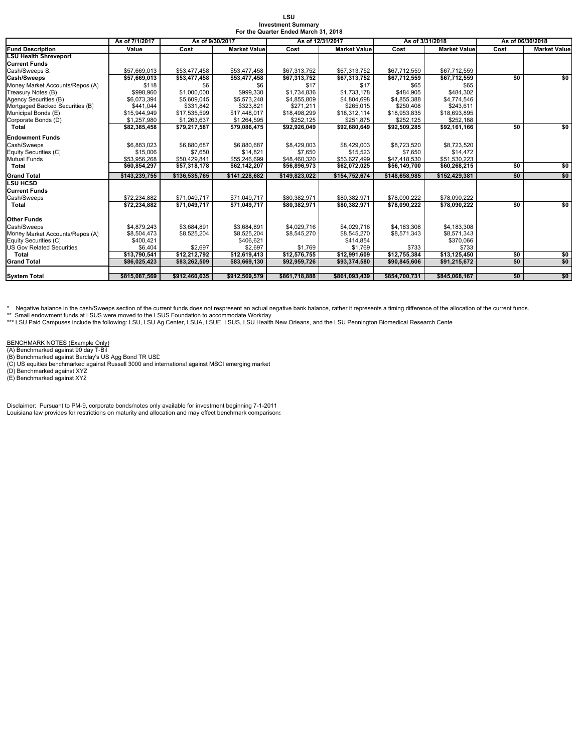**LSU**
**Investment Summary**
**For the Quarter Ended March 31, 2018**

| | As of 7/1/2017 | As of 9/30/2017 | | As of 12/31/2017 | | As of 3/31/2018 | | As of 06/30/2018 | |
|---|---|---|---|---|---|---|---|---|---|
| **Fund Description** | **Value** | **Cost** | **Market Value** | **Cost** | **Market Value** | **Cost** | **Market Value** | **Cost** | **Market Value** |
| **LSU Health Shreveport** | | | | | | | | | |
| **Current Funds** | | | | | | | | | |
| Cash/Sweeps S. | $57,669,013 | $53,477,458 | $53,477,458 | $67,313,752 | $67,313,752 | $67,712,559 | $67,712,559 | | |
| **Cash/Sweeps** | **$57,669,013** | **$53,477,458** | **$53,477,458** | **$67,313,752** | **$67,313,752** | **$67,712,559** | **$67,712,559** | **$0** | **$0** |
| Money Market Accounts/Repos (A) | $118 | $6 | $6 | $17 | $17 | $65 | $65 | | |
| Treasury Notes (B) | $998,960 | $1,000,000 | $999,330 | $1,734,836 | $1,733,178 | $484,905 | $484,302 | | |
| Agency Securities (B) | $6,073,394 | $5,609,045 | $5,573,248 | $4,855,809 | $4,804,698 | $4,855,388 | $4,774,546 | | |
| Mortgaged Backed Securities (B) | $441,044 | $331,842 | $323,821 | $271,211 | $265,015 | $250,408 | $243,611 | | |
| Municipal Bonds (E) | $15,944,949 | $17,535,599 | $17,448,017 | $18,498,299 | $18,312,114 | $18,953,835 | $18,693,895 | | |
| Corporate Bonds (D) | $1,257,980 | $1,263,637 | $1,264,595 | $252,125 | $251,875 | $252,125 | $252,188 | | |
| **Total** | **$82,385,458** | **$79,217,587** | **$79,086,475** | **$92,926,049** | **$92,680,649** | **$92,509,285** | **$92,161,166** | **$0** | **$0** |
| **Endowment Funds** | | | | | | | | | |
| Cash/Sweeps | $6,883,023 | $6,880,687 | $6,880,687 | $8,429,003 | $8,429,003 | $8,723,520 | $8,723,520 | | |
| Equity Securities (C) | $15,006 | $7,650 | $14,821 | $7,650 | $15,523 | $7,650 | $14,472 | | |
| Mutual Funds | $53,956,268 | $50,429,841 | $55,246,699 | $48,460,320 | $53,627,499 | $47,418,530 | $51,530,223 | | |
| **Total** | **$60,854,297** | **$57,318,178** | **$62,142,207** | **$56,896,973** | **$62,072,025** | **$56,149,700** | **$60,268,215** | **$0** | **$0** |
| **Grand Total** | **$143,239,755** | **$136,535,765** | **$141,228,682** | **$149,823,022** | **$154,752,674** | **$148,658,985** | **$152,429,381** | **$0** | **$0** |
| **LSU HCSD** | | | | | | | | | |
| **Current Funds** | | | | | | | | | |
| Cash/Sweeps | $72,234,882 | $71,049,717 | $71,049,717 | $80,382,971 | $80,382,971 | $78,090,222 | $78,090,222 | | |
| **Total** | **$72,234,882** | **$71,049,717** | **$71,049,717** | **$80,382,971** | **$80,382,971** | **$78,090,222** | **$78,090,222** | **$0** | **$0** |
| **Other Funds** | | | | | | | | | |
| Cash/Sweeps | $4,879,243 | $3,684,891 | $3,684,891 | $4,029,716 | $4,029,716 | $4,183,308 | $4,183,308 | | |
| Money Market Accounts/Repos (A) | $8,504,473 | $8,525,204 | $8,525,204 | $8,545,270 | $8,545,270 | $8,571,343 | $8,571,343 | | |
| Equity Securities (C) | $400,421 | | $406,621 | | $414,854 | | $370,066 | | |
| US Gov Related Securities | $6,404 | $2,697 | $2,697 | $1,769 | $1,769 | $733 | $733 | | |
| **Total** | **$13,790,541** | **$12,212,792** | **$12,619,413** | **$12,576,755** | **$12,991,609** | **$12,755,384** | **$13,125,450** | **$0** | **$0** |
| **Grand Total** | **$86,025,423** | **$83,262,509** | **$83,669,130** | **$92,959,726** | **$93,374,580** | **$90,845,606** | **$91,215,672** | **$0** | **$0** |
| **System Total** | **$815,087,569** | **$912,460,635** | **$912,569,579** | **$861,718,888** | **$861,093,439** | **$854,700,731** | **$845,068,167** | **$0** | **$0** |

\* Negative balance in the cash/Sweeps section of the current funds does not represent an actual negative bank balance, rather it represents a timing difference of the allocation of the current funds.
\*\* Small endowment funds at LSUS were moved to the LSUS Foundation to accommodate Workday
\*\*\* LSU Paid Campuses include the following: LSU, LSU Ag Center, LSUA, LSUE, LSUS, LSU Health New Orleans, and the LSU Pennington Biomedical Research Cente

BENCHMARK NOTES (Example Only)
(A) Benchmarked against 90 day T-Bil
(B) Benchmarked against Barclay's US Agg Bond TR USD
(C) US equities benchmarked against Russell 3000 and international against MSCI emerging market
(D) Benchmarked against XYZ
(E) Benchmarked against XYZ

Disclaimer: Pursuant to PM-9, corporate bonds/notes only available for investment beginning 7-1-2011
Louisiana law provides for restrictions on maturity and allocation and may effect benchmark comparisons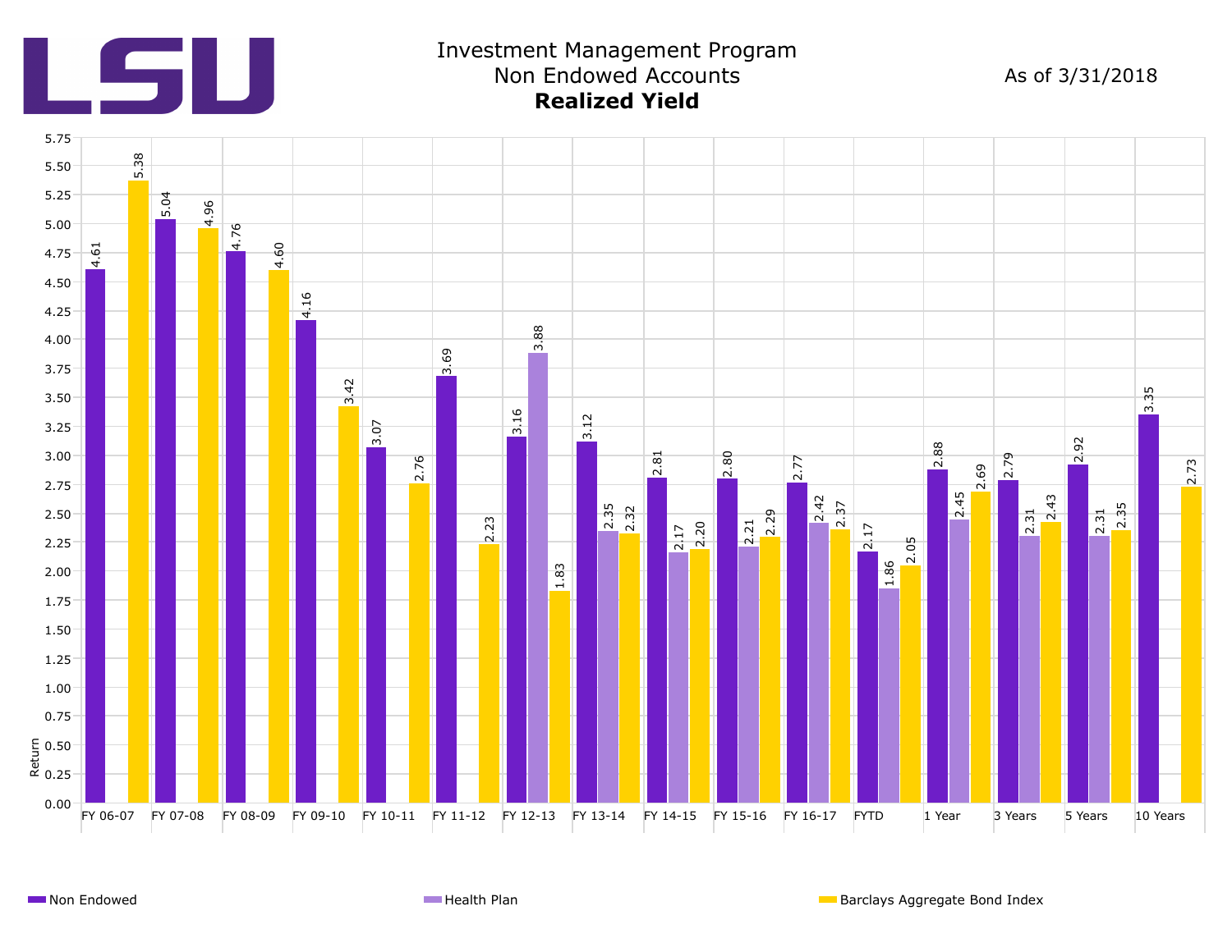# LSU

## Investment Management Program
## Non Endowed Accounts
## **Realized Yield**

As of 3/31/2018

| Period | Non Endowed | Health Plan | Barclays Aggregate Bond Index |
|---|---|---|---|
| FY 06-07 | 4.61 | | 5.38 |
| FY 07-08 | 5.04 | | 4.96 |
| FY 08-09 | 4.76 | | 4.60 |
| FY 09-10 | 4.16 | | 3.42 |
| FY 10-11 | 3.07 | | 2.76 |
| FY 11-12 | 3.69 | | 2.23 |
| FY 12-13 | 3.16 | 3.88 | 1.83 |
| FY 13-14 | 3.12 | 2.35 | 2.32 |
| FY 14-15 | 2.81 | 2.17 | 2.20 |
| FY 15-16 | 2.80 | 2.21 | 2.29 |
| FY 16-17 | 2.77 | 2.42 | 2.37 |
| FYTD | 2.17 | 1.86 | 2.05 |
| 1 Year | 2.88 | 2.45 | 2.69 |
| 3 Years | 2.79 | 2.31 | 2.43 |
| 5 Years | 2.92 | 2.31 | 2.35 |
| 10 Years | 3.35 | | 2.73 |

Return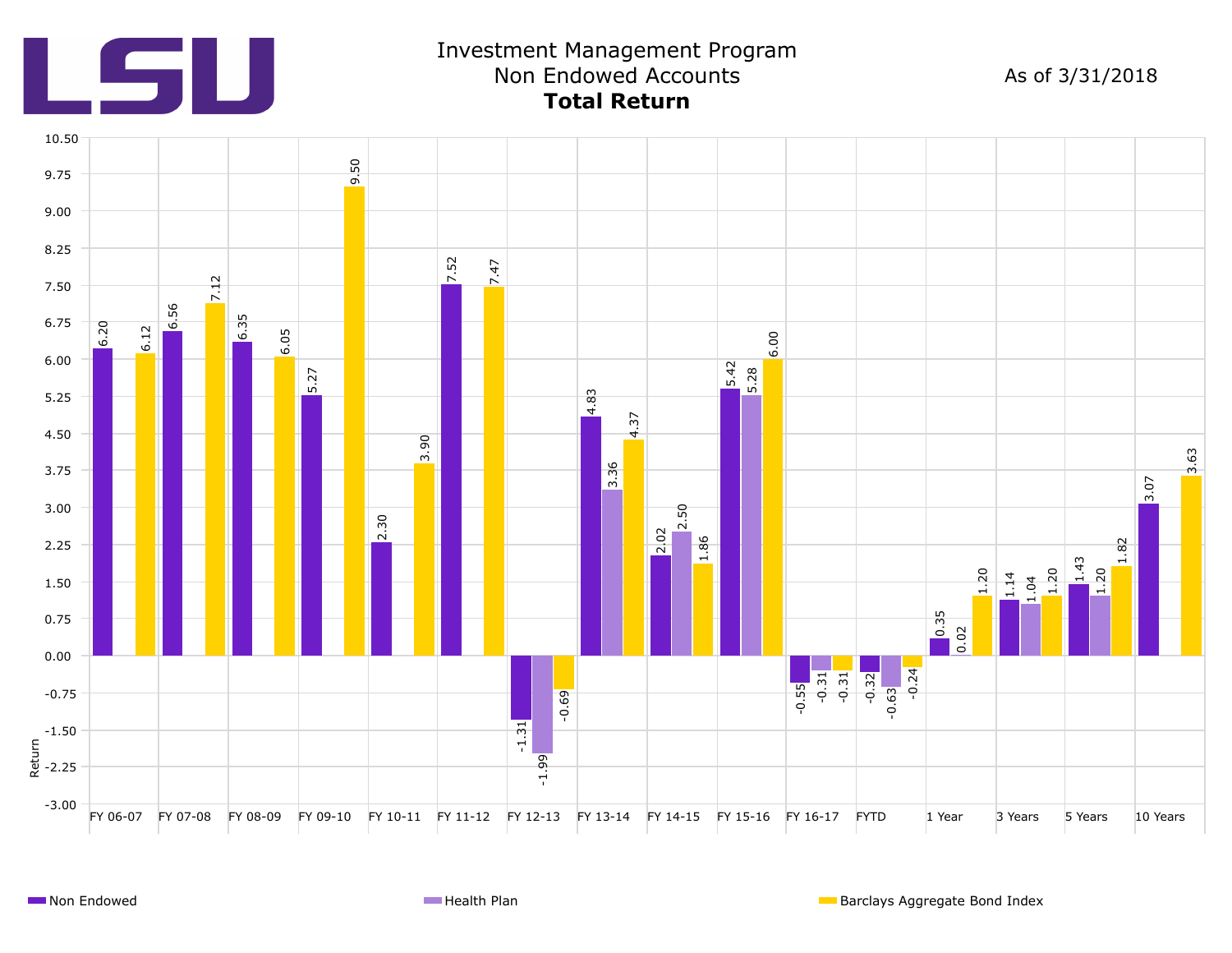# Investment Management Program

## Non Endowed Accounts

**Total Return**

As of 3/31/2018

| Period | Non Endowed | Health Plan | Barclays Aggregate Bond Index |
|---|---|---|---|
| FY 06-07 | 6.20 | | 6.12 |
| FY 07-08 | 6.56 | | 7.12 |
| FY 08-09 | 6.35 | | 6.05 |
| FY 09-10 | 5.27 | | 9.50 |
| FY 10-11 | 2.30 | | 3.90 |
| FY 11-12 | 7.52 | | 7.47 |
| FY 12-13 | -1.31 | -1.99 | -0.69 |
| FY 13-14 | 4.83 | 3.36 | 4.37 |
| FY 14-15 | 2.02 | 2.50 | 1.86 |
| FY 15-16 | 5.42 | 5.28 | 6.00 |
| FY 16-17 | -0.55 | -0.31 | -0.31 |
| FYTD | -0.32 | -0.63 | -0.24 |
| 1 Year | 0.35 | 0.02 | 1.20 |
| 3 Years | 1.14 | 1.04 | 1.20 |
| 5 Years | 1.43 | 1.20 | 1.82 |
| 10 Years | 3.07 | | 3.63 |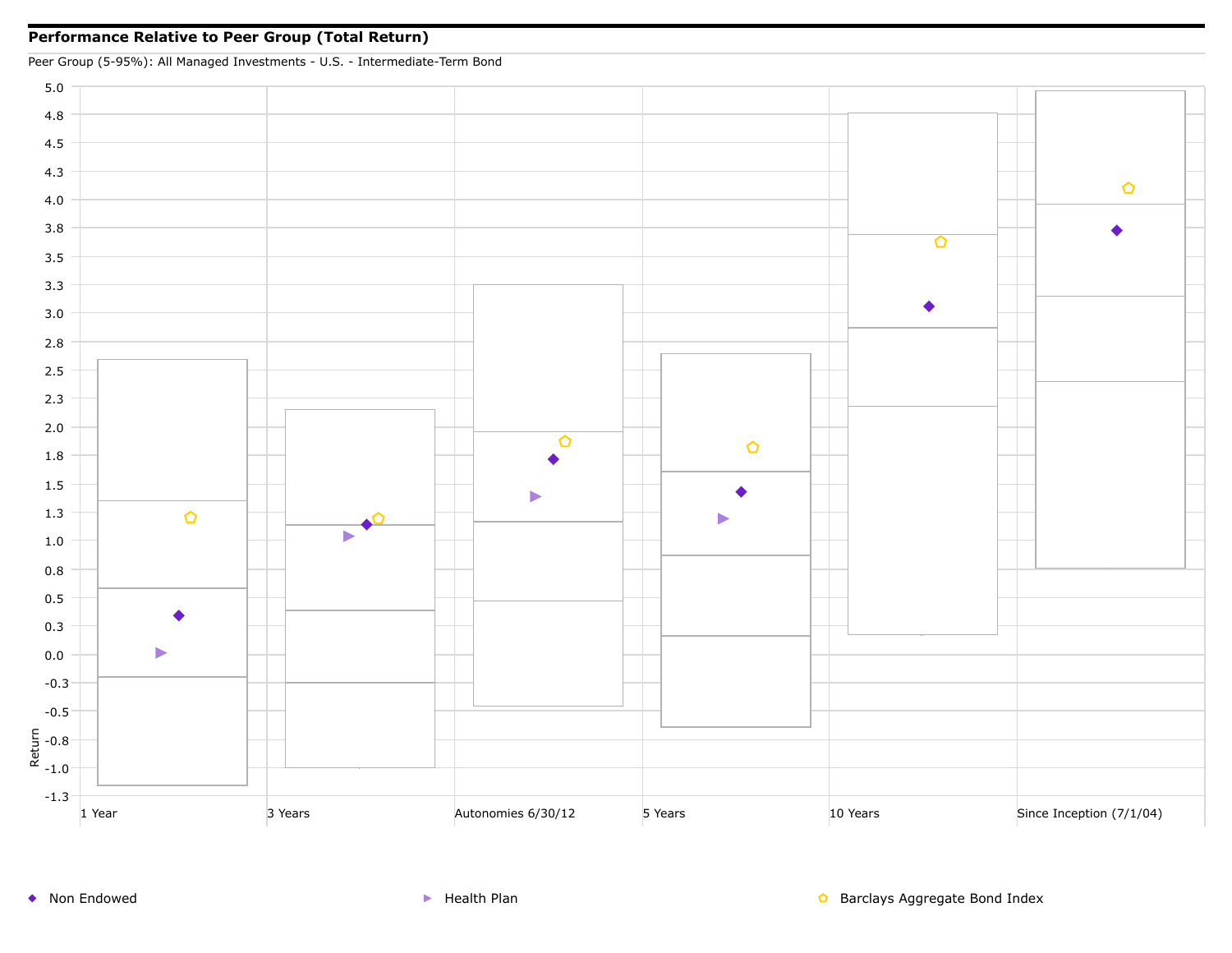**Performance Relative to Peer Group (Total Return)**

Peer Group (5-95%): All Managed Investments - U.S. - Intermediate-Term Bond

Return

5.0
4.8
4.5
4.3
4.0
3.8
3.5
3.3
3.0
2.8
2.5
2.3
2.0
1.8
1.5
1.3
1.0
0.8
0.5
0.3
0.0
-0.3
-0.5
-0.8
-1.0
-1.3

1 Year | 3 Years | Autonomies 6/30/12 | 5 Years | 10 Years | Since Inception (7/1/04)

◆ Non Endowed

▶ Health Plan

⬠ Barclays Aggregate Bond Index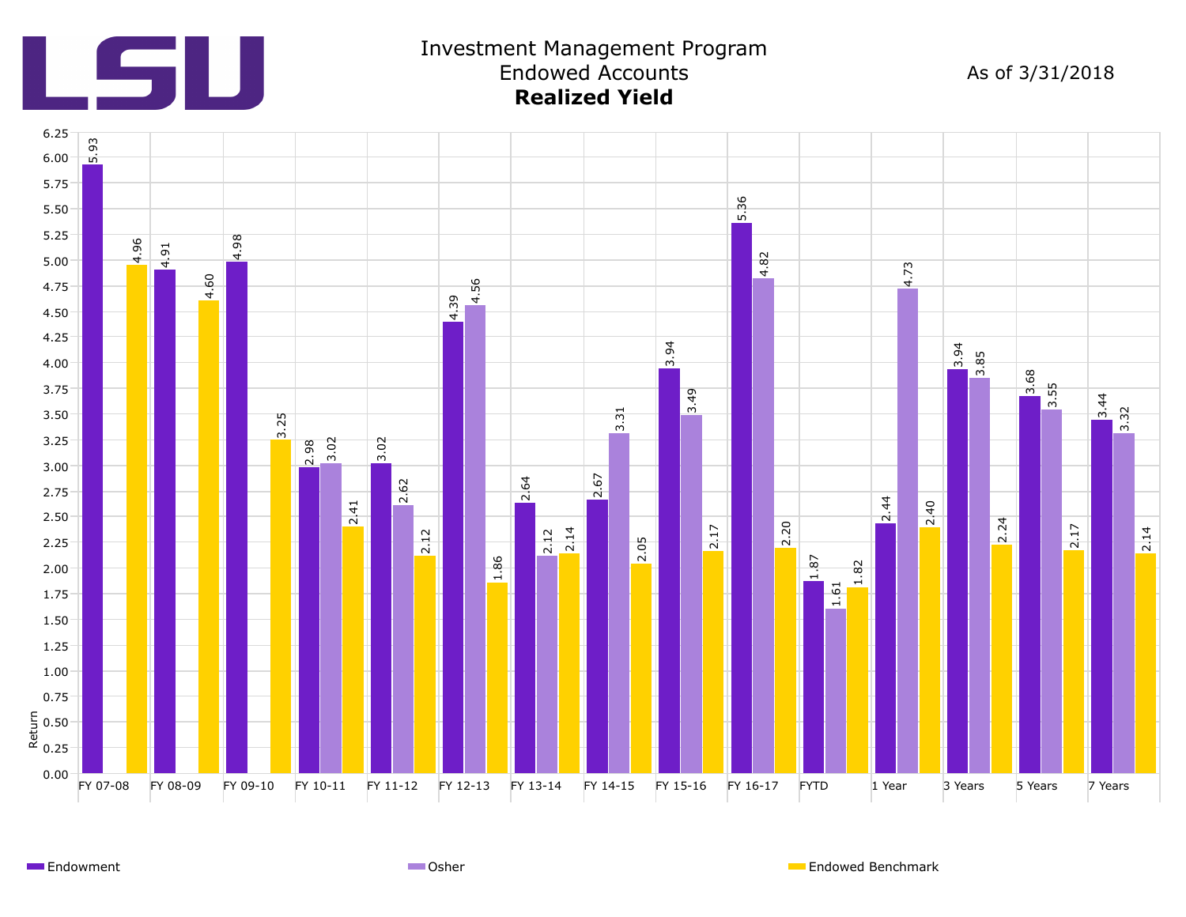# Investment Management Program
## Endowed Accounts
### **Realized Yield**

As of 3/31/2018

| Period | Endowment | Osher | Endowed Benchmark |
|---|---|---|---|
| FY 07-08 | 5.93 | | 4.96 |
| FY 08-09 | 4.91 | | 4.60 |
| FY 09-10 | 4.98 | | 3.25 |
| FY 10-11 | 2.98 | 3.02 | 2.41 |
| FY 11-12 | 3.02 | 2.62 | 2.12 |
| FY 12-13 | 4.39 | 4.56 | 1.86 |
| FY 13-14 | 2.64 | 2.12 | 2.14 |
| FY 14-15 | 2.67 | 3.31 | 2.05 |
| FY 15-16 | 3.94 | 3.49 | 2.17 |
| FY 16-17 | 5.36 | 4.82 | 2.20 |
| FYTD | 1.87 | 1.61 | 1.82 |
| 1 Year | 2.44 | 4.73 | 2.40 |
| 3 Years | 3.94 | 3.85 | 2.24 |
| 5 Years | 3.68 | 3.55 | 2.17 |
| 7 Years | 3.44 | 3.32 | 2.14 |

Return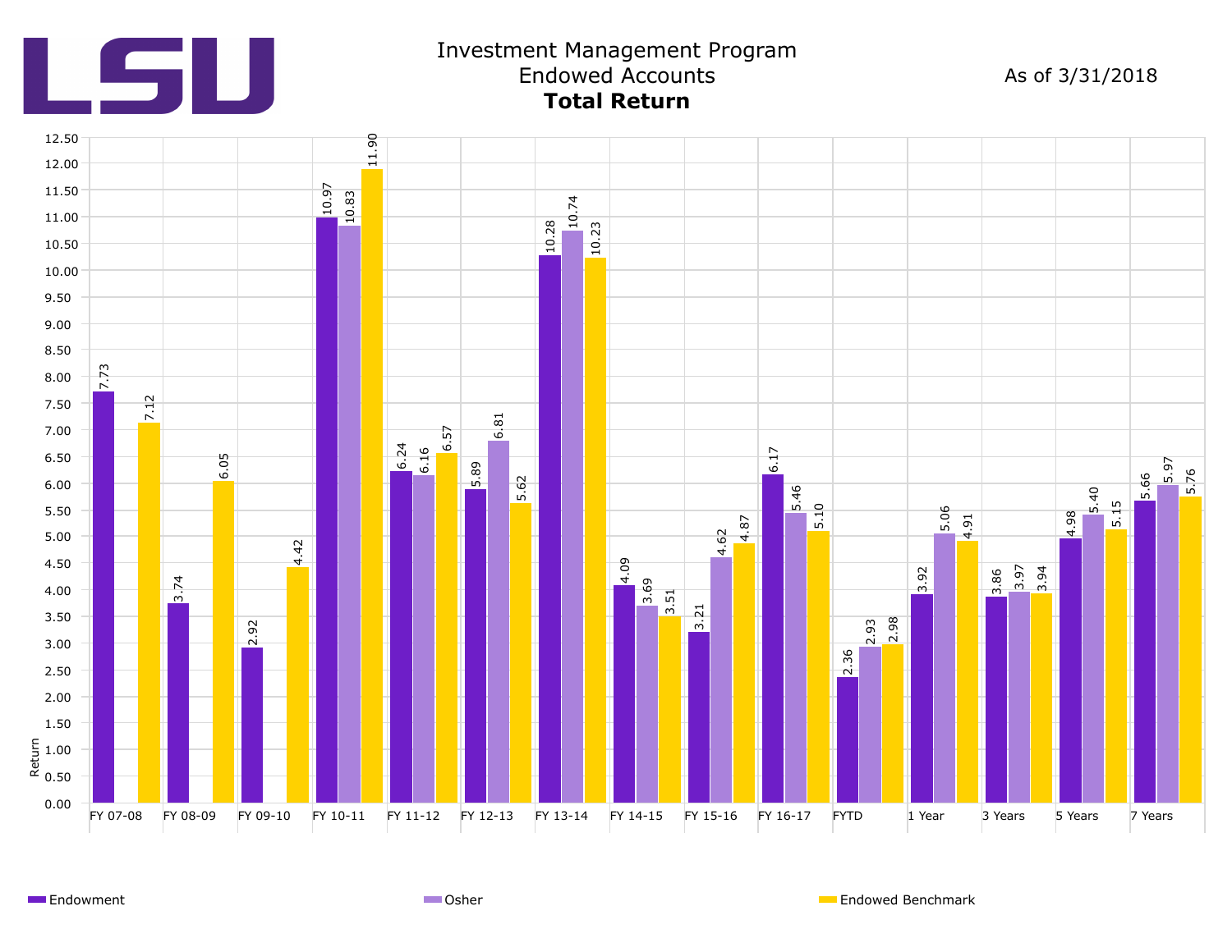LSU

# Investment Management Program
## Endowed Accounts
**Total Return**

As of 3/31/2018

Return

12.50
12.00
11.50
11.00
10.50
10.00
9.50
9.00
8.50
8.00
7.50
7.00
6.50
6.00
5.50
5.00
4.50
4.00
3.50
3.00
2.50
2.00
1.50
1.00
0.50
0.00

FY 07-08: 7.73, 7.12
FY 08-09: 3.74, 6.05
FY 09-10: 2.92, 4.42
FY 10-11: 10.97, 10.83, 11.90
FY 11-12: 6.24, 6.16, 6.57
FY 12-13: 5.89, 6.81, 5.62
FY 13-14: 10.28, 10.74, 10.23
FY 14-15: 4.09, 3.69, 3.51
FY 15-16: 3.21, 4.62, 4.87
FY 16-17: 6.17, 5.46, 5.10
FYTD: 2.36, 2.93, 2.98
1 Year: 3.92, 5.06, 4.91
3 Years: 3.86, 3.97, 3.94
5 Years: 4.98, 5.40, 5.15
7 Years: 5.66, 5.97, 5.76

Endowment
Osher
Endowed Benchmark